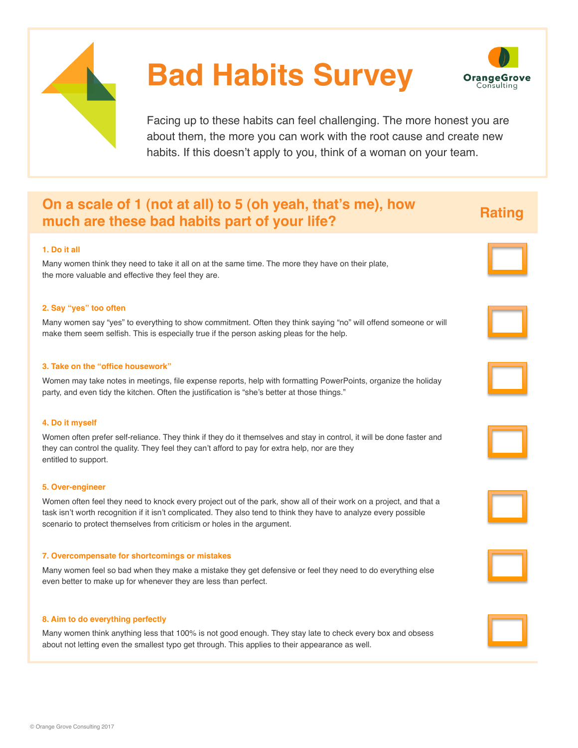# Bad Habits Survey

OrangeGrove Consulting

Facing up to these habits can feel challenging. The more honest you are about them, the more you can work with the root cause and create new habits. If this doesn't apply to you, think of a woman on your team.

## On a scale of 1 (not at all) to 5 (oh yeah, that's me), how much are these bad habits part of your life?

**Rating**

**1. Do it all**

Many women think they need to take it all on at the same time. The more they have on their plate, the more valuable and effective they feel they are.

☐

**2. Say "yes" too often**

Many women say "yes" to everything to show commitment. Often they think saying "no" will offend someone or will make them seem selfish. This is especially true if the person asking pleas for the help.

☐

**3. Take on the "office housework"**

Women may take notes in meetings, file expense reports, help with formatting PowerPoints, organize the holiday party, and even tidy the kitchen. Often the justification is "she's better at those things."

☐

**4. Do it myself**

Women often prefer self-reliance. They think if they do it themselves and stay in control, it will be done faster and they can control the quality. They feel they can't afford to pay for extra help, nor are they entitled to support.

☐

**5. Over-engineer**

Women often feel they need to knock every project out of the park, show all of their work on a project, and that a task isn't worth recognition if it isn't complicated. They also tend to think they have to analyze every possible scenario to protect themselves from criticism or holes in the argument.

☐

**7. Overcompensate for shortcomings or mistakes**

Many women feel so bad when they make a mistake they get defensive or feel they need to do everything else even better to make up for whenever they are less than perfect.

☐

**8. Aim to do everything perfectly**

Many women think anything less that 100% is not good enough. They stay late to check every box and obsess about not letting even the smallest typo get through. This applies to their appearance as well.

☐

© Orange Grove Consulting 2017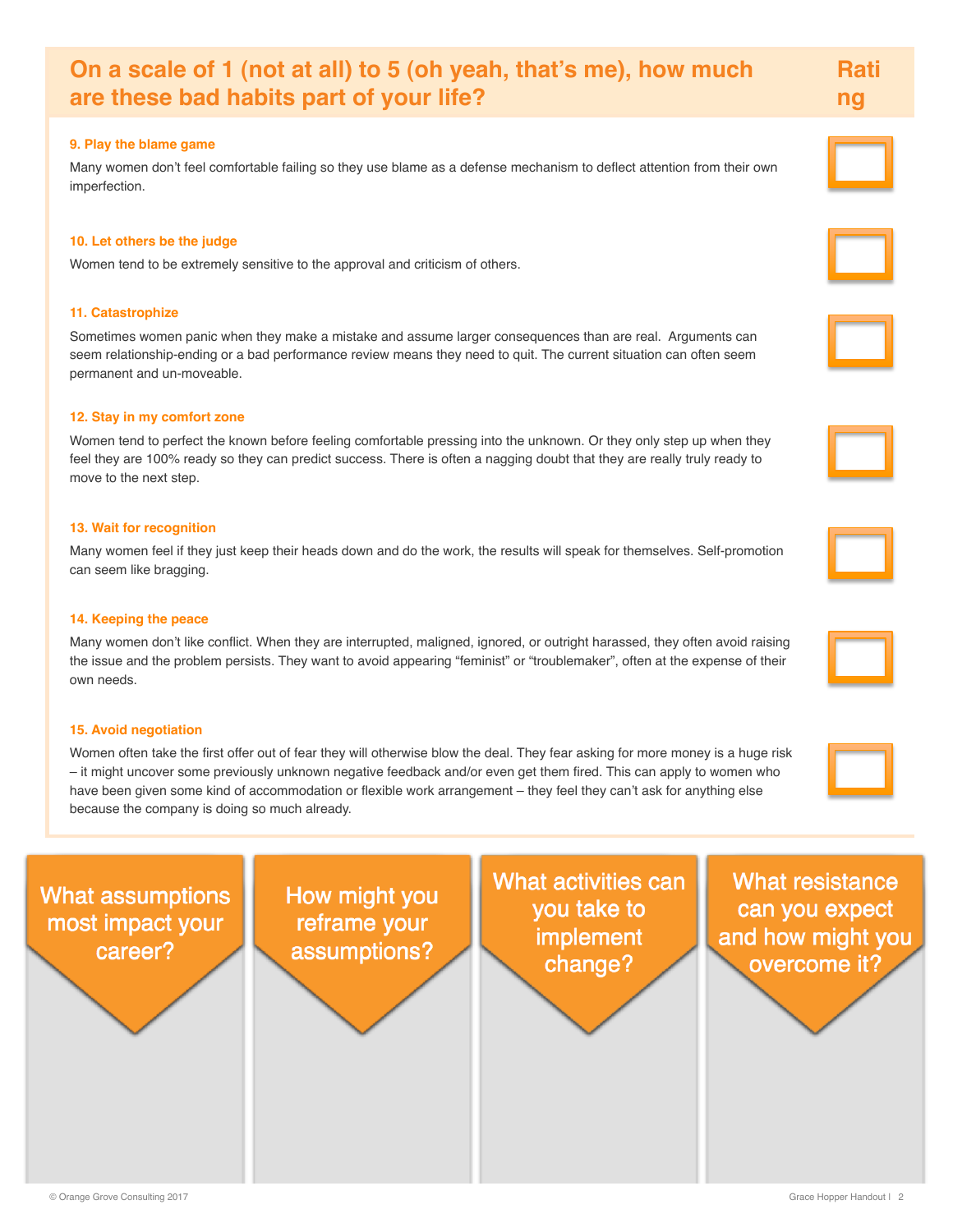## On a scale of 1 (not at all) to 5 (oh yeah, that's me), how much are these bad habits part of your life? — Rating

**9. Play the blame game**

Many women don't feel comfortable failing so they use blame as a defense mechanism to deflect attention from their own imperfection.

**10. Let others be the judge**

Women tend to be extremely sensitive to the approval and criticism of others.

**11. Catastrophize**

Sometimes women panic when they make a mistake and assume larger consequences than are real. Arguments can seem relationship-ending or a bad performance review means they need to quit. The current situation can often seem permanent and un-moveable.

**12. Stay in my comfort zone**

Women tend to perfect the known before feeling comfortable pressing into the unknown. Or they only step up when they feel they are 100% ready so they can predict success. There is often a nagging doubt that they are really truly ready to move to the next step.

**13. Wait for recognition**

Many women feel if they just keep their heads down and do the work, the results will speak for themselves. Self-promotion can seem like bragging.

**14. Keeping the peace**

Many women don't like conflict. When they are interrupted, maligned, ignored, or outright harassed, they often avoid raising the issue and the problem persists. They want to avoid appearing "feminist" or "troublemaker", often at the expense of their own needs.

**15. Avoid negotiation**

Women often take the first offer out of fear they will otherwise blow the deal. They fear asking for more money is a huge risk – it might uncover some previously unknown negative feedback and/or even get them fired. This can apply to women who have been given some kind of accommodation or flexible work arrangement – they feel they can't ask for anything else because the company is doing so much already.

| What assumptions most impact your career? | How might you reframe your assumptions? | What activities can you take to implement change? | What resistance can you expect and how might you overcome it? |
|---|---|---|---|
| | | | |

© Orange Grove Consulting 2017